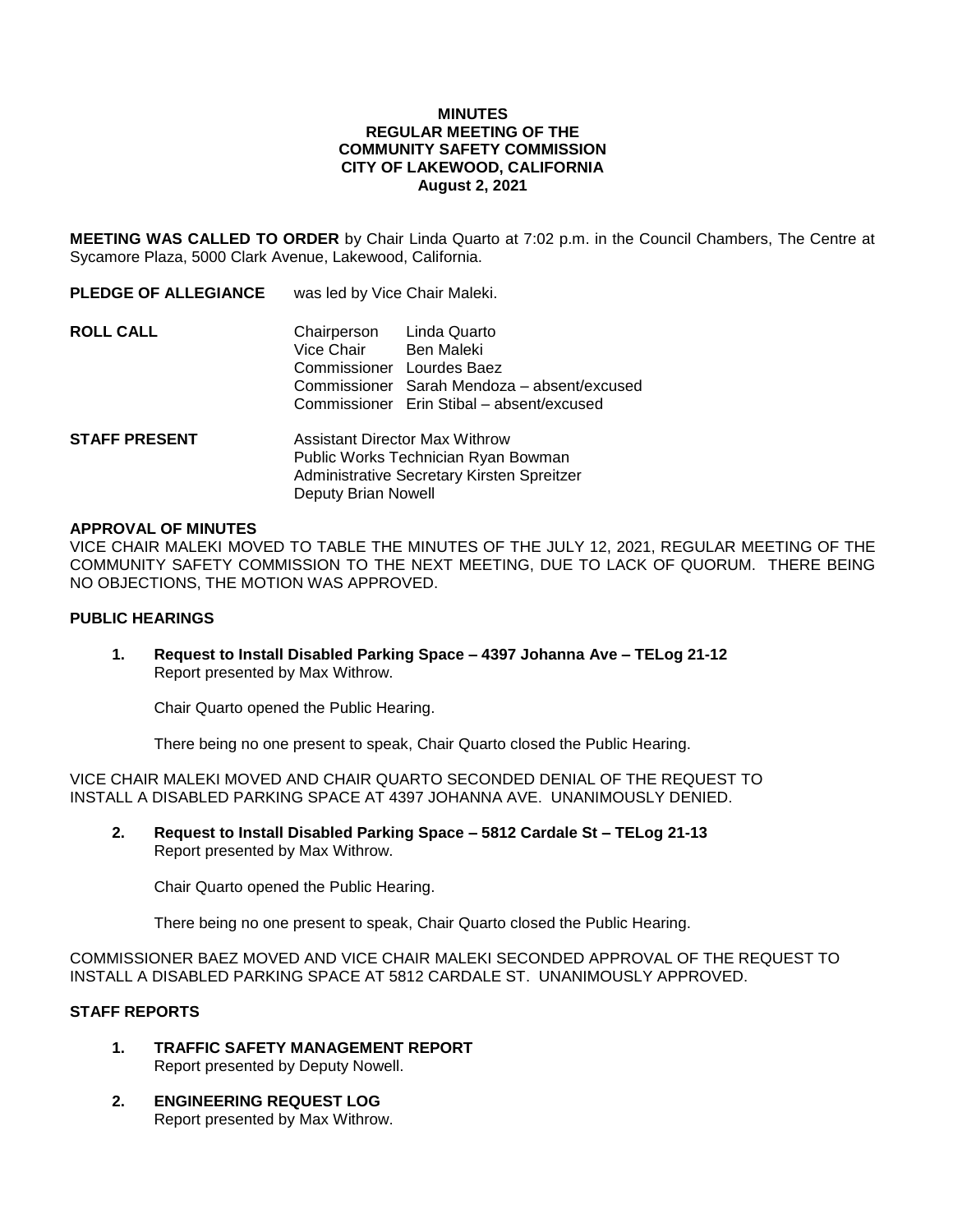**MINUTES**
**REGULAR MEETING OF THE**
**COMMUNITY SAFETY COMMISSION**
**CITY OF LAKEWOOD, CALIFORNIA**
**August 2, 2021**

**MEETING WAS CALLED TO ORDER** by Chair Linda Quarto at 7:02 p.m. in the Council Chambers, The Centre at Sycamore Plaza, 5000 Clark Avenue, Lakewood, California.

**PLEDGE OF ALLEGIANCE** was led by Vice Chair Maleki.

**ROLL CALL**

Chairperson Linda Quarto
Vice Chair Ben Maleki
Commissioner Lourdes Baez
Commissioner Sarah Mendoza – absent/excused
Commissioner Erin Stibal – absent/excused

**STAFF PRESENT**

Assistant Director Max Withrow
Public Works Technician Ryan Bowman
Administrative Secretary Kirsten Spreitzer
Deputy Brian Nowell

**APPROVAL OF MINUTES**

VICE CHAIR MALEKI MOVED TO TABLE THE MINUTES OF THE JULY 12, 2021, REGULAR MEETING OF THE COMMUNITY SAFETY COMMISSION TO THE NEXT MEETING, DUE TO LACK OF QUORUM. THERE BEING NO OBJECTIONS, THE MOTION WAS APPROVED.

**PUBLIC HEARINGS**

1. **Request to Install Disabled Parking Space – 4397 Johanna Ave – TELog 21-12**
   Report presented by Max Withrow.

   Chair Quarto opened the Public Hearing.

   There being no one present to speak, Chair Quarto closed the Public Hearing.

VICE CHAIR MALEKI MOVED AND CHAIR QUARTO SECONDED DENIAL OF THE REQUEST TO INSTALL A DISABLED PARKING SPACE AT 4397 JOHANNA AVE. UNANIMOUSLY DENIED.

2. **Request to Install Disabled Parking Space – 5812 Cardale St – TELog 21-13**
   Report presented by Max Withrow.

   Chair Quarto opened the Public Hearing.

   There being no one present to speak, Chair Quarto closed the Public Hearing.

COMMISSIONER BAEZ MOVED AND VICE CHAIR MALEKI SECONDED APPROVAL OF THE REQUEST TO INSTALL A DISABLED PARKING SPACE AT 5812 CARDALE ST. UNANIMOUSLY APPROVED.

**STAFF REPORTS**

1. **TRAFFIC SAFETY MANAGEMENT REPORT**
   Report presented by Deputy Nowell.

2. **ENGINEERING REQUEST LOG**
   Report presented by Max Withrow.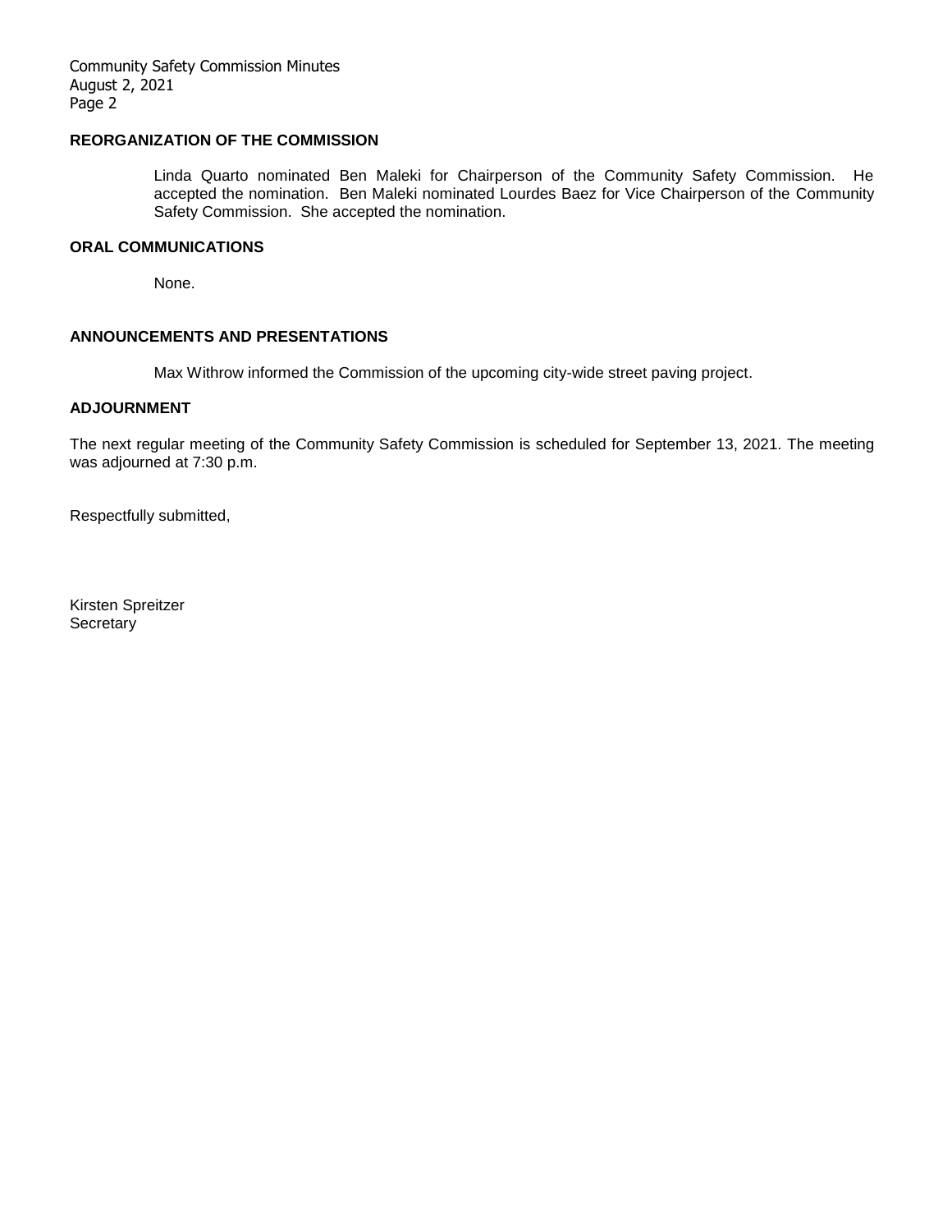**REORGANIZATION OF THE COMMISSION**

Linda Quarto nominated Ben Maleki for Chairperson of the Community Safety Commission. He accepted the nomination. Ben Maleki nominated Lourdes Baez for Vice Chairperson of the Community Safety Commission. She accepted the nomination.

**ORAL COMMUNICATIONS**

None.

**ANNOUNCEMENTS AND PRESENTATIONS**

Max Withrow informed the Commission of the upcoming city-wide street paving project.

**ADJOURNMENT**

The next regular meeting of the Community Safety Commission is scheduled for September 13, 2021. The meeting was adjourned at 7:30 p.m.

Respectfully submitted,

Kirsten Spreitzer
Secretary